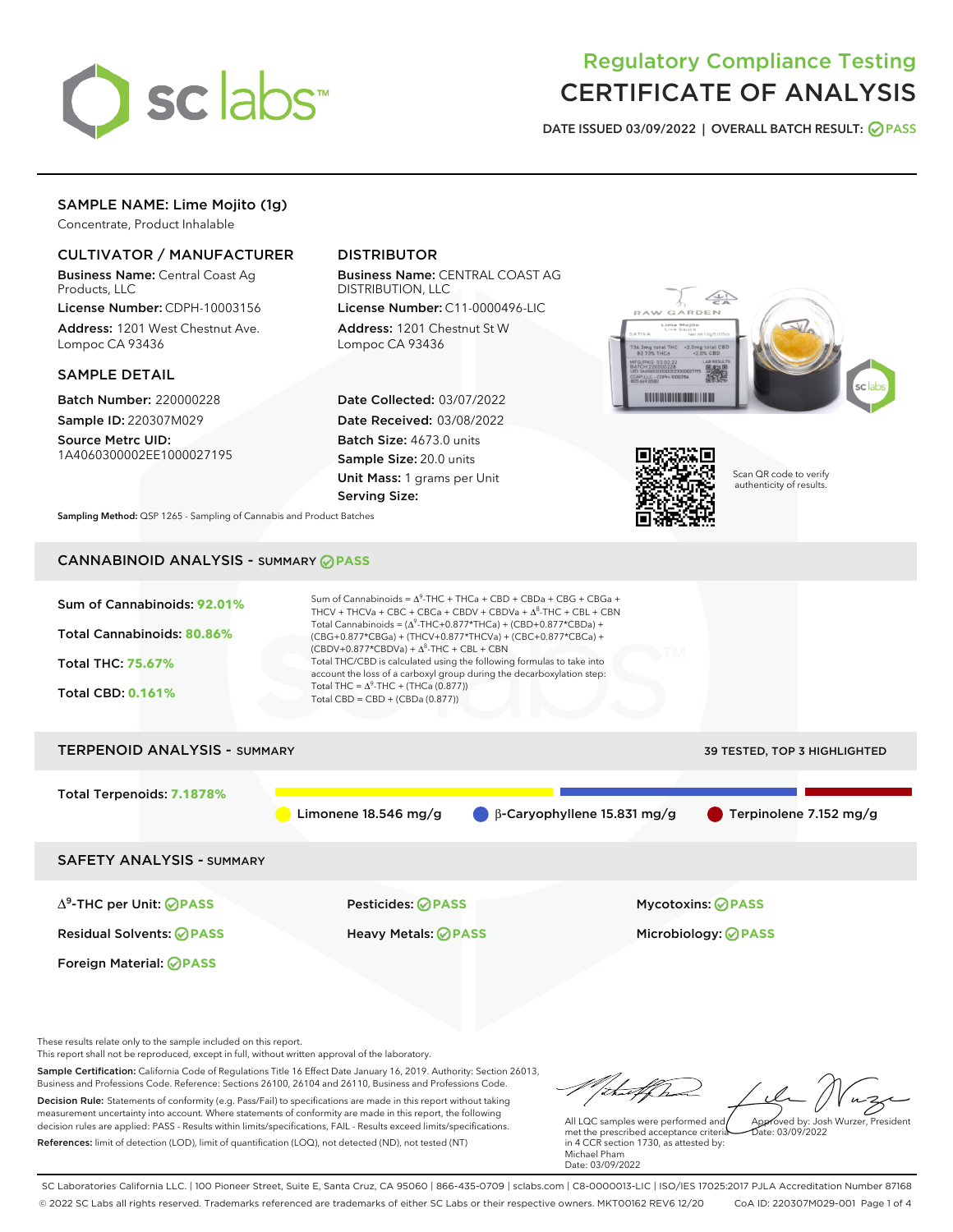# Regulatory Compliance Testing
# CERTIFICATE OF ANALYSIS

**DATE ISSUED 03/09/2022 | OVERALL BATCH RESULT: PASS**

## SAMPLE NAME: Lime Mojito (1g)

Concentrate, Product Inhalable

### CULTIVATOR / MANUFACTURER

**Business Name:** Central Coast Ag Products, LLC

**License Number:** CDPH-10003156

**Address:** 1201 West Chestnut Ave. Lompoc CA 93436

### DISTRIBUTOR

**Business Name:** CENTRAL COAST AG DISTRIBUTION, LLC

**License Number:** C11-0000496-LIC

**Address:** 1201 Chestnut St W Lompoc CA 93436

### SAMPLE DETAIL

**Batch Number:** 220000228

**Sample ID:** 220307M029

**Source Metrc UID:** 1A4060300002EE1000027195

**Date Collected:** 03/07/2022

**Date Received:** 03/08/2022

**Batch Size:** 4673.0 units

**Sample Size:** 20.0 units

**Unit Mass:** 1 grams per Unit

**Serving Size:**

Scan QR code to verify authenticity of results.

**Sampling Method:** QSP 1265 - Sampling of Cannabis and Product Batches

## CANNABINOID ANALYSIS - SUMMARY PASS

**Sum of Cannabinoids:** 92.01%

**Total Cannabinoids:** 80.86%

**Total THC:** 75.67%

**Total CBD:** 0.161%

Sum of Cannabinoids = $\Delta^9$-THC + THCa + CBD + CBDa + CBG + CBGa + THCV + THCVa + CBC + CBCa + CBDV + CBDVa + $\Delta^8$-THC + CBL + CBN

Total Cannabinoids = ($\Delta^9$-THC+0.877\*THCa) + (CBD+0.877\*CBDa) + (CBG+0.877\*CBGa) + (THCV+0.877\*THCVa) + (CBC+0.877\*CBCa) + (CBDV+0.877\*CBDVa) + $\Delta^8$-THC + CBL + CBN

Total THC/CBD is calculated using the following formulas to take into account the loss of a carboxyl group during the decarboxylation step:

Total THC = $\Delta^9$-THC + (THCa (0.877))

Total CBD = CBD + (CBDa (0.877))

## TERPENOID ANALYSIS - SUMMARY

39 TESTED, TOP 3 HIGHLIGHTED

**Total Terpenoids:** 7.1878%

Limonene 18.546 mg/g | β-Caryophyllene 15.831 mg/g | Terpinolene 7.152 mg/g

## SAFETY ANALYSIS - SUMMARY

| | | |
|---|---|---|
| $\Delta^9$-THC per Unit: PASS | Pesticides: PASS | Mycotoxins: PASS |
| Residual Solvents: PASS | Heavy Metals: PASS | Microbiology: PASS |
| Foreign Material: PASS | | |

These results relate only to the sample included on this report.
This report shall not be reproduced, except in full, without written approval of the laboratory.

**Sample Certification:** California Code of Regulations Title 16 Effect Date January 16, 2019. Authority: Section 26013, Business and Professions Code. Reference: Sections 26100, 26104 and 26110, Business and Professions Code.

**Decision Rule:** Statements of conformity (e.g. Pass/Fail) to specifications are made in this report without taking measurement uncertainty into account. Where statements of conformity are made in this report, the following decision rules are applied: PASS - Results within limits/specifications, FAIL - Results exceed limits/specifications.

**References:** limit of detection (LOD), limit of quantification (LOQ), not detected (ND), not tested (NT)

All LQC samples were performed and met the prescribed acceptance criteria in 4 CCR section 1730, as attested by: Michael Pham
Date: 03/09/2022

Approved by: Josh Wurzer, President
Date: 03/09/2022

SC Laboratories California LLC. | 100 Pioneer Street, Suite E, Santa Cruz, CA 95060 | 866-435-0709 | sclabs.com | C8-0000013-LIC | ISO/IES 17025:2017 PJLA Accreditation Number 87168
© 2022 SC Labs all rights reserved. Trademarks referenced are trademarks of either SC Labs or their respective owners. MKT00162 REV6 12/20 CoA ID: 220307M029-001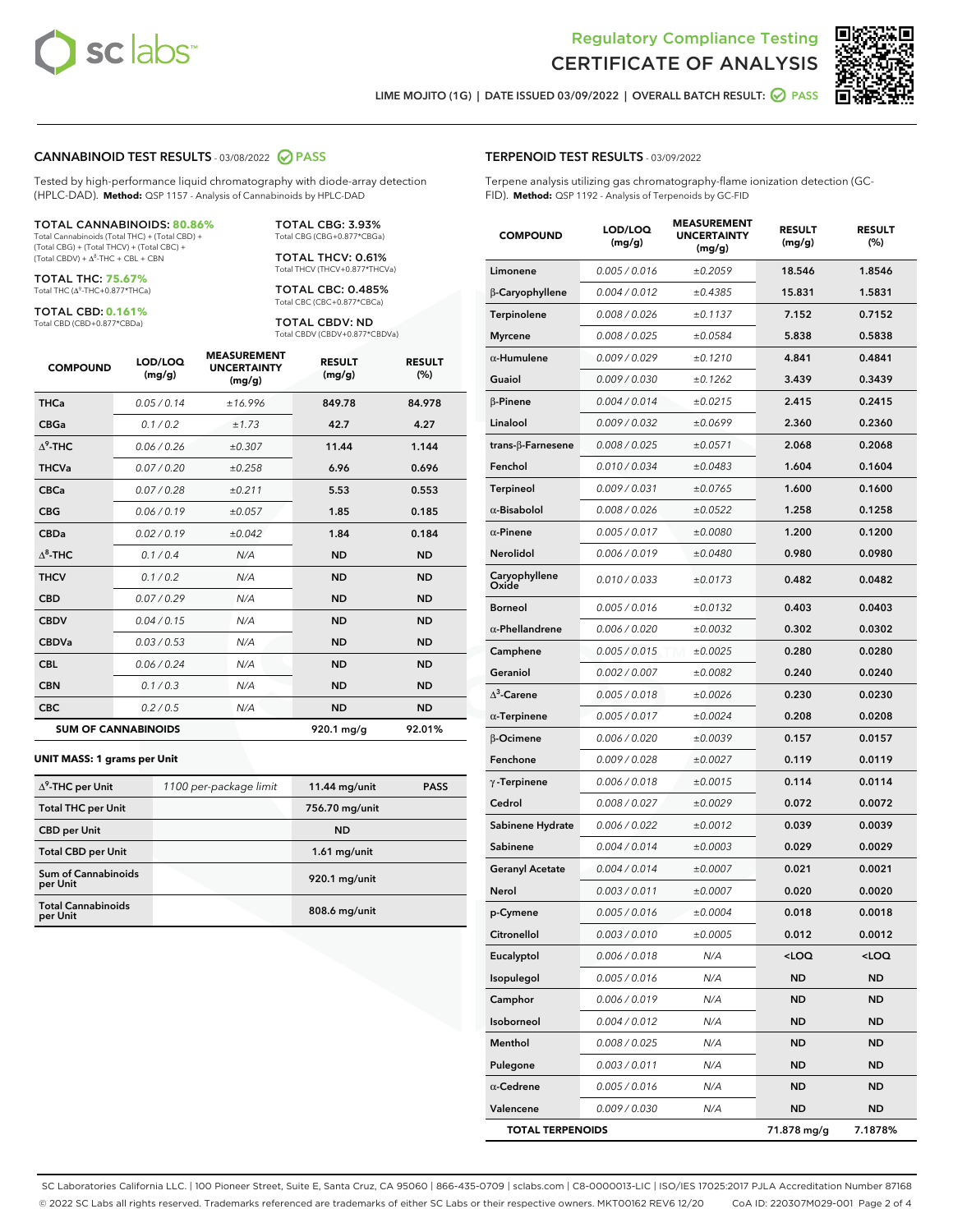Regulatory Compliance Testing
# CERTIFICATE OF ANALYSIS

LIME MOJITO (1G) | DATE ISSUED 03/09/2022 | OVERALL BATCH RESULT: PASS

## CANNABINOID TEST RESULTS - 03/08/2022 PASS

Tested by high-performance liquid chromatography with diode-array detection (HPLC-DAD). **Method:** QSP 1157 - Analysis of Cannabinoids by HPLC-DAD

**TOTAL CANNABINOIDS: 80.86%**
Total Cannabinoids (Total THC) + (Total CBD) + (Total CBG) + (Total THCV) + (Total CBC) + (Total CBDV) + $\Delta^8$-THC + CBL + CBN

**TOTAL THC: 75.67%**
Total THC ($\Delta^9$-THC+0.877*THCa)

**TOTAL CBD: 0.161%**
Total CBD (CBD+0.877*CBDa)

**TOTAL CBG: 3.93%**
Total CBG (CBG+0.877*CBGa)

**TOTAL THCV: 0.61%**
Total THCV (THCV+0.877*THCVa)

**TOTAL CBC: 0.485%**
Total CBC (CBC+0.877*CBCa)

**TOTAL CBDV: ND**
Total CBDV (CBDV+0.877*CBDVa)

| COMPOUND | LOD/LOQ (mg/g) | MEASUREMENT UNCERTAINTY (mg/g) | RESULT (mg/g) | RESULT (%) |
|---|---|---|---|---|
| THCa | 0.05 / 0.14 | ±16.996 | 849.78 | 84.978 |
| CBGa | 0.1 / 0.2 | ±1.73 | 42.7 | 4.27 |
| $\Delta^9$-THC | 0.06 / 0.26 | ±0.307 | 11.44 | 1.144 |
| THCVa | 0.07 / 0.20 | ±0.258 | 6.96 | 0.696 |
| CBCa | 0.07 / 0.28 | ±0.211 | 5.53 | 0.553 |
| CBG | 0.06 / 0.19 | ±0.057 | 1.85 | 0.185 |
| CBDa | 0.02 / 0.19 | ±0.042 | 1.84 | 0.184 |
| $\Delta^8$-THC | 0.1 / 0.4 | N/A | ND | ND |
| THCV | 0.1 / 0.2 | N/A | ND | ND |
| CBD | 0.07 / 0.29 | N/A | ND | ND |
| CBDV | 0.04 / 0.15 | N/A | ND | ND |
| CBDVa | 0.03 / 0.53 | N/A | ND | ND |
| CBL | 0.06 / 0.24 | N/A | ND | ND |
| CBN | 0.1 / 0.3 | N/A | ND | ND |
| CBC | 0.2 / 0.5 | N/A | ND | ND |
| **SUM OF CANNABINOIDS** | | | **920.1 mg/g** | **92.01%** |

**UNIT MASS: 1 grams per Unit**

| | | | |
|---|---|---|---|
| $\Delta^9$-THC per Unit | 1100 per-package limit | 11.44 mg/unit | PASS |
| Total THC per Unit | | 756.70 mg/unit | |
| CBD per Unit | | ND | |
| Total CBD per Unit | | 1.61 mg/unit | |
| Sum of Cannabinoids per Unit | | 920.1 mg/unit | |
| Total Cannabinoids per Unit | | 808.6 mg/unit | |

## TERPENOID TEST RESULTS - 03/09/2022

Terpene analysis utilizing gas chromatography-flame ionization detection (GC-FID). **Method:** QSP 1192 - Analysis of Terpenoids by GC-FID

| COMPOUND | LOD/LOQ (mg/g) | MEASUREMENT UNCERTAINTY (mg/g) | RESULT (mg/g) | RESULT (%) |
|---|---|---|---|---|
| Limonene | 0.005 / 0.016 | ±0.2059 | 18.546 | 1.8546 |
| β-Caryophyllene | 0.004 / 0.012 | ±0.4385 | 15.831 | 1.5831 |
| Terpinolene | 0.008 / 0.026 | ±0.1137 | 7.152 | 0.7152 |
| Myrcene | 0.008 / 0.025 | ±0.0584 | 5.838 | 0.5838 |
| α-Humulene | 0.009 / 0.029 | ±0.1210 | 4.841 | 0.4841 |
| Guaiol | 0.009 / 0.030 | ±0.1262 | 3.439 | 0.3439 |
| β-Pinene | 0.004 / 0.014 | ±0.0215 | 2.415 | 0.2415 |
| Linalool | 0.009 / 0.032 | ±0.0699 | 2.360 | 0.2360 |
| trans-β-Farnesene | 0.008 / 0.025 | ±0.0571 | 2.068 | 0.2068 |
| Fenchol | 0.010 / 0.034 | ±0.0483 | 1.604 | 0.1604 |
| Terpineol | 0.009 / 0.031 | ±0.0765 | 1.600 | 0.1600 |
| α-Bisabolol | 0.008 / 0.026 | ±0.0522 | 1.258 | 0.1258 |
| α-Pinene | 0.005 / 0.017 | ±0.0080 | 1.200 | 0.1200 |
| Nerolidol | 0.006 / 0.019 | ±0.0480 | 0.980 | 0.0980 |
| Caryophyllene Oxide | 0.010 / 0.033 | ±0.0173 | 0.482 | 0.0482 |
| Borneol | 0.005 / 0.016 | ±0.0132 | 0.403 | 0.0403 |
| α-Phellandrene | 0.006 / 0.020 | ±0.0032 | 0.302 | 0.0302 |
| Camphene | 0.005 / 0.015 | ±0.0025 | 0.280 | 0.0280 |
| Geraniol | 0.002 / 0.007 | ±0.0082 | 0.240 | 0.0240 |
| $\Delta^3$-Carene | 0.005 / 0.018 | ±0.0026 | 0.230 | 0.0230 |
| α-Terpinene | 0.005 / 0.017 | ±0.0024 | 0.208 | 0.0208 |
| β-Ocimene | 0.006 / 0.020 | ±0.0039 | 0.157 | 0.0157 |
| Fenchone | 0.009 / 0.028 | ±0.0027 | 0.119 | 0.0119 |
| γ-Terpinene | 0.006 / 0.018 | ±0.0015 | 0.114 | 0.0114 |
| Cedrol | 0.008 / 0.027 | ±0.0029 | 0.072 | 0.0072 |
| Sabinene Hydrate | 0.006 / 0.022 | ±0.0012 | 0.039 | 0.0039 |
| Sabinene | 0.004 / 0.014 | ±0.0003 | 0.029 | 0.0029 |
| Geranyl Acetate | 0.004 / 0.014 | ±0.0007 | 0.021 | 0.0021 |
| Nerol | 0.003 / 0.011 | ±0.0007 | 0.020 | 0.0020 |
| p-Cymene | 0.005 / 0.016 | ±0.0004 | 0.018 | 0.0018 |
| Citronellol | 0.003 / 0.010 | ±0.0005 | 0.012 | 0.0012 |
| Eucalyptol | 0.006 / 0.018 | N/A | <LOQ | <LOQ |
| Isopulegol | 0.005 / 0.016 | N/A | ND | ND |
| Camphor | 0.006 / 0.019 | N/A | ND | ND |
| Isoborneol | 0.004 / 0.012 | N/A | ND | ND |
| Menthol | 0.008 / 0.025 | N/A | ND | ND |
| Pulegone | 0.003 / 0.011 | N/A | ND | ND |
| α-Cedrene | 0.005 / 0.016 | N/A | ND | ND |
| Valencene | 0.009 / 0.030 | N/A | ND | ND |
| **TOTAL TERPENOIDS** | | | **71.878 mg/g** | **7.1878%** |

SC Laboratories California LLC. | 100 Pioneer Street, Suite E, Santa Cruz, CA 95060 | 866-435-0709 | sclabs.com | C8-0000013-LIC | ISO/IES 17025:2017 PJLA Accreditation Number 87168
© 2022 SC Labs all rights reserved. Trademarks referenced are trademarks of either SC Labs or their respective owners. MKT00162 REV6 12/20 CoA ID: 220307M029-001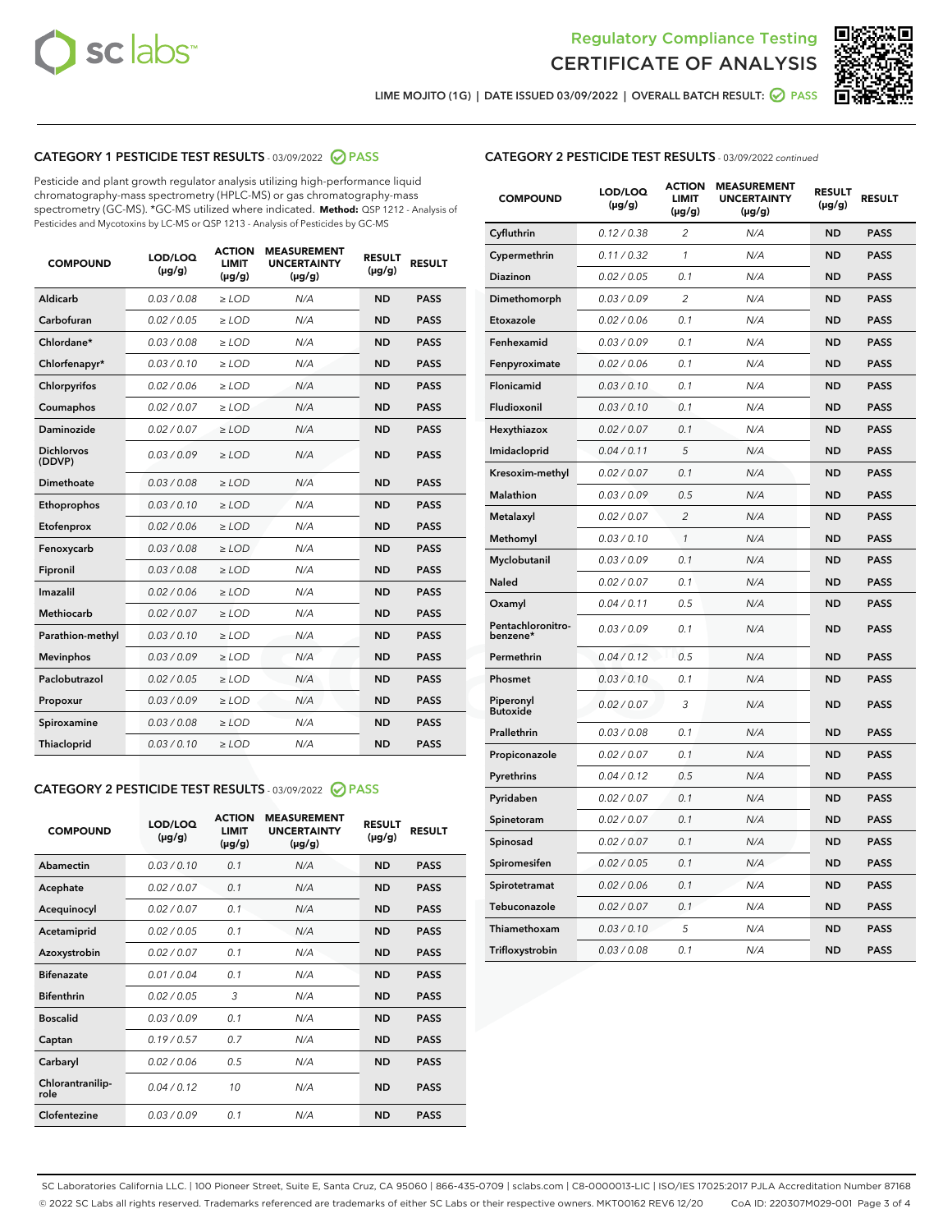Regulatory Compliance Testing
CERTIFICATE OF ANALYSIS

LIME MOJITO (1G) | DATE ISSUED 03/09/2022 | OVERALL BATCH RESULT: PASS

## CATEGORY 1 PESTICIDE TEST RESULTS - 03/09/2022 PASS

Pesticide and plant growth regulator analysis utilizing high-performance liquid chromatography-mass spectrometry (HPLC-MS) or gas chromatography-mass spectrometry (GC-MS). *GC-MS utilized where indicated. **Method:** QSP 1212 - Analysis of Pesticides and Mycotoxins by LC-MS or QSP 1213 - Analysis of Pesticides by GC-MS

| COMPOUND | LOD/LOQ (µg/g) | ACTION LIMIT (µg/g) | MEASUREMENT UNCERTAINTY (µg/g) | RESULT (µg/g) | RESULT |
|---|---|---|---|---|---|
| Aldicarb | 0.03 / 0.08 | ≥ LOD | N/A | ND | PASS |
| Carbofuran | 0.02 / 0.05 | ≥ LOD | N/A | ND | PASS |
| Chlordane* | 0.03 / 0.08 | ≥ LOD | N/A | ND | PASS |
| Chlorfenapyr* | 0.03 / 0.10 | ≥ LOD | N/A | ND | PASS |
| Chlorpyrifos | 0.02 / 0.06 | ≥ LOD | N/A | ND | PASS |
| Coumaphos | 0.02 / 0.07 | ≥ LOD | N/A | ND | PASS |
| Daminozide | 0.02 / 0.07 | ≥ LOD | N/A | ND | PASS |
| Dichlorvos (DDVP) | 0.03 / 0.09 | ≥ LOD | N/A | ND | PASS |
| Dimethoate | 0.03 / 0.08 | ≥ LOD | N/A | ND | PASS |
| Ethoprophos | 0.03 / 0.10 | ≥ LOD | N/A | ND | PASS |
| Etofenprox | 0.02 / 0.06 | ≥ LOD | N/A | ND | PASS |
| Fenoxycarb | 0.03 / 0.08 | ≥ LOD | N/A | ND | PASS |
| Fipronil | 0.03 / 0.08 | ≥ LOD | N/A | ND | PASS |
| Imazalil | 0.02 / 0.06 | ≥ LOD | N/A | ND | PASS |
| Methiocarb | 0.02 / 0.07 | ≥ LOD | N/A | ND | PASS |
| Parathion-methyl | 0.03 / 0.10 | ≥ LOD | N/A | ND | PASS |
| Mevinphos | 0.03 / 0.09 | ≥ LOD | N/A | ND | PASS |
| Paclobutrazol | 0.02 / 0.05 | ≥ LOD | N/A | ND | PASS |
| Propoxur | 0.03 / 0.09 | ≥ LOD | N/A | ND | PASS |
| Spiroxamine | 0.03 / 0.08 | ≥ LOD | N/A | ND | PASS |
| Thiacloprid | 0.03 / 0.10 | ≥ LOD | N/A | ND | PASS |

## CATEGORY 2 PESTICIDE TEST RESULTS - 03/09/2022 PASS

| COMPOUND | LOD/LOQ (µg/g) | ACTION LIMIT (µg/g) | MEASUREMENT UNCERTAINTY (µg/g) | RESULT (µg/g) | RESULT |
|---|---|---|---|---|---|
| Abamectin | 0.03 / 0.10 | 0.1 | N/A | ND | PASS |
| Acephate | 0.02 / 0.07 | 0.1 | N/A | ND | PASS |
| Acequinocyl | 0.02 / 0.07 | 0.1 | N/A | ND | PASS |
| Acetamiprid | 0.02 / 0.05 | 0.1 | N/A | ND | PASS |
| Azoxystrobin | 0.02 / 0.07 | 0.1 | N/A | ND | PASS |
| Bifenazate | 0.01 / 0.04 | 0.1 | N/A | ND | PASS |
| Bifenthrin | 0.02 / 0.05 | 3 | N/A | ND | PASS |
| Boscalid | 0.03 / 0.09 | 0.1 | N/A | ND | PASS |
| Captan | 0.19 / 0.57 | 0.7 | N/A | ND | PASS |
| Carbaryl | 0.02 / 0.06 | 0.5 | N/A | ND | PASS |
| Chlorantraniliprole | 0.04 / 0.12 | 10 | N/A | ND | PASS |
| Clofentezine | 0.03 / 0.09 | 0.1 | N/A | ND | PASS |
| Cyfluthrin | 0.12 / 0.38 | 2 | N/A | ND | PASS |
| Cypermethrin | 0.11 / 0.32 | 1 | N/A | ND | PASS |
| Diazinon | 0.02 / 0.05 | 0.1 | N/A | ND | PASS |
| Dimethomorph | 0.03 / 0.09 | 2 | N/A | ND | PASS |
| Etoxazole | 0.02 / 0.06 | 0.1 | N/A | ND | PASS |
| Fenhexamid | 0.03 / 0.09 | 0.1 | N/A | ND | PASS |
| Fenpyroximate | 0.02 / 0.06 | 0.1 | N/A | ND | PASS |
| Flonicamid | 0.03 / 0.10 | 0.1 | N/A | ND | PASS |
| Fludioxonil | 0.03 / 0.10 | 0.1 | N/A | ND | PASS |
| Hexythiazox | 0.02 / 0.07 | 0.1 | N/A | ND | PASS |
| Imidacloprid | 0.04 / 0.11 | 5 | N/A | ND | PASS |
| Kresoxim-methyl | 0.02 / 0.07 | 0.1 | N/A | ND | PASS |
| Malathion | 0.03 / 0.09 | 0.5 | N/A | ND | PASS |
| Metalaxyl | 0.02 / 0.07 | 2 | N/A | ND | PASS |
| Methomyl | 0.03 / 0.10 | 1 | N/A | ND | PASS |
| Myclobutanil | 0.03 / 0.09 | 0.1 | N/A | ND | PASS |
| Naled | 0.02 / 0.07 | 0.1 | N/A | ND | PASS |
| Oxamyl | 0.04 / 0.11 | 0.5 | N/A | ND | PASS |
| Pentachloronitrobenzene* | 0.03 / 0.09 | 0.1 | N/A | ND | PASS |
| Permethrin | 0.04 / 0.12 | 0.5 | N/A | ND | PASS |
| Phosmet | 0.03 / 0.10 | 0.1 | N/A | ND | PASS |
| Piperonyl Butoxide | 0.02 / 0.07 | 3 | N/A | ND | PASS |
| Prallethrin | 0.03 / 0.08 | 0.1 | N/A | ND | PASS |
| Propiconazole | 0.02 / 0.07 | 0.1 | N/A | ND | PASS |
| Pyrethrins | 0.04 / 0.12 | 0.5 | N/A | ND | PASS |
| Pyridaben | 0.02 / 0.07 | 0.1 | N/A | ND | PASS |
| Spinetoram | 0.02 / 0.07 | 0.1 | N/A | ND | PASS |
| Spinosad | 0.02 / 0.07 | 0.1 | N/A | ND | PASS |
| Spiromesifen | 0.02 / 0.05 | 0.1 | N/A | ND | PASS |
| Spirotetramat | 0.02 / 0.06 | 0.1 | N/A | ND | PASS |
| Tebuconazole | 0.02 / 0.07 | 0.1 | N/A | ND | PASS |
| Thiamethoxam | 0.03 / 0.10 | 5 | N/A | ND | PASS |
| Trifloxystrobin | 0.03 / 0.08 | 0.1 | N/A | ND | PASS |

SC Laboratories California LLC. | 100 Pioneer Street, Suite E, Santa Cruz, CA 95060 | 866-435-0709 | sclabs.com | C8-0000013-LIC | ISO/IES 17025:2017 PJLA Accreditation Number 87168
© 2022 SC Labs all rights reserved. Trademarks referenced are trademarks of either SC Labs or their respective owners. MKT00162 REV6 12/20 CoA ID: 220307M029-001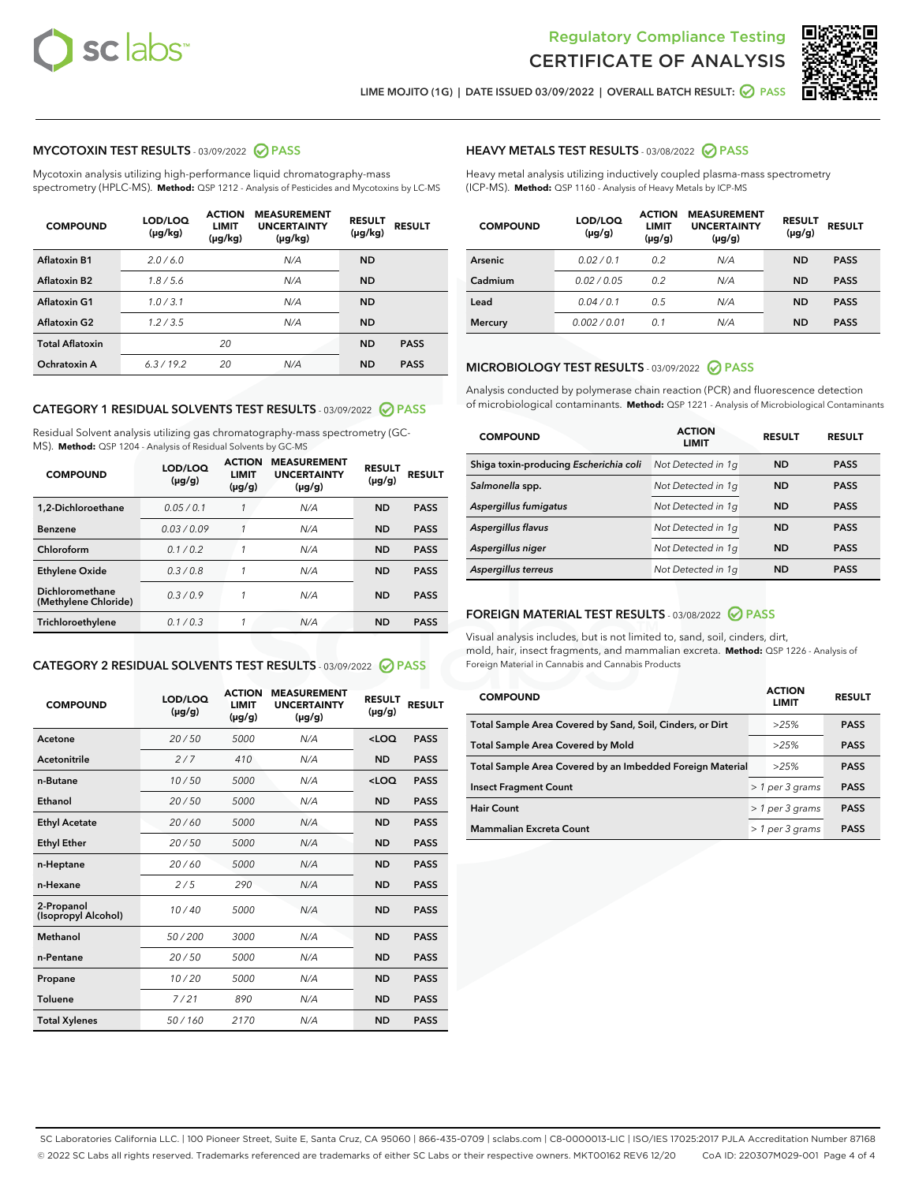Regulatory Compliance Testing

# CERTIFICATE OF ANALYSIS

LIME MOJITO (1G) | DATE ISSUED 03/09/2022 | OVERALL BATCH RESULT: PASS

## MYCOTOXIN TEST RESULTS - 03/09/2022 PASS

Mycotoxin analysis utilizing high-performance liquid chromatography-mass spectrometry (HPLC-MS). **Method:** QSP 1212 - Analysis of Pesticides and Mycotoxins by LC-MS

| COMPOUND | LOD/LOQ (µg/kg) | ACTION LIMIT (µg/kg) | MEASUREMENT UNCERTAINTY (µg/kg) | RESULT (µg/kg) | RESULT |
|---|---|---|---|---|---|
| Aflatoxin B1 | 2.0 / 6.0 | | N/A | ND | |
| Aflatoxin B2 | 1.8 / 5.6 | | N/A | ND | |
| Aflatoxin G1 | 1.0 / 3.1 | | N/A | ND | |
| Aflatoxin G2 | 1.2 / 3.5 | | N/A | ND | |
| Total Aflatoxin | | 20 | | ND | PASS |
| Ochratoxin A | 6.3 / 19.2 | 20 | N/A | ND | PASS |

## CATEGORY 1 RESIDUAL SOLVENTS TEST RESULTS - 03/09/2022 PASS

Residual Solvent analysis utilizing gas chromatography-mass spectrometry (GC-MS). **Method:** QSP 1204 - Analysis of Residual Solvents by GC-MS

| COMPOUND | LOD/LOQ (µg/g) | ACTION LIMIT (µg/g) | MEASUREMENT UNCERTAINTY (µg/g) | RESULT (µg/g) | RESULT |
|---|---|---|---|---|---|
| 1,2-Dichloroethane | 0.05 / 0.1 | 1 | N/A | ND | PASS |
| Benzene | 0.03 / 0.09 | 1 | N/A | ND | PASS |
| Chloroform | 0.1 / 0.2 | 1 | N/A | ND | PASS |
| Ethylene Oxide | 0.3 / 0.8 | 1 | N/A | ND | PASS |
| Dichloromethane (Methylene Chloride) | 0.3 / 0.9 | 1 | N/A | ND | PASS |
| Trichloroethylene | 0.1 / 0.3 | 1 | N/A | ND | PASS |

## CATEGORY 2 RESIDUAL SOLVENTS TEST RESULTS - 03/09/2022 PASS

| COMPOUND | LOD/LOQ (µg/g) | ACTION LIMIT (µg/g) | MEASUREMENT UNCERTAINTY (µg/g) | RESULT (µg/g) | RESULT |
|---|---|---|---|---|---|
| Acetone | 20 / 50 | 5000 | N/A | <LOQ | PASS |
| Acetonitrile | 2 / 7 | 410 | N/A | ND | PASS |
| n-Butane | 10 / 50 | 5000 | N/A | <LOQ | PASS |
| Ethanol | 20 / 50 | 5000 | N/A | ND | PASS |
| Ethyl Acetate | 20 / 60 | 5000 | N/A | ND | PASS |
| Ethyl Ether | 20 / 50 | 5000 | N/A | ND | PASS |
| n-Heptane | 20 / 60 | 5000 | N/A | ND | PASS |
| n-Hexane | 2 / 5 | 290 | N/A | ND | PASS |
| 2-Propanol (Isopropyl Alcohol) | 10 / 40 | 5000 | N/A | ND | PASS |
| Methanol | 50 / 200 | 3000 | N/A | ND | PASS |
| n-Pentane | 20 / 50 | 5000 | N/A | ND | PASS |
| Propane | 10 / 20 | 5000 | N/A | ND | PASS |
| Toluene | 7 / 21 | 890 | N/A | ND | PASS |
| Total Xylenes | 50 / 160 | 2170 | N/A | ND | PASS |

## HEAVY METALS TEST RESULTS - 03/08/2022 PASS

Heavy metal analysis utilizing inductively coupled plasma-mass spectrometry (ICP-MS). **Method:** QSP 1160 - Analysis of Heavy Metals by ICP-MS

| COMPOUND | LOD/LOQ (µg/g) | ACTION LIMIT (µg/g) | MEASUREMENT UNCERTAINTY (µg/g) | RESULT (µg/g) | RESULT |
|---|---|---|---|---|---|
| Arsenic | 0.02 / 0.1 | 0.2 | N/A | ND | PASS |
| Cadmium | 0.02 / 0.05 | 0.2 | N/A | ND | PASS |
| Lead | 0.04 / 0.1 | 0.5 | N/A | ND | PASS |
| Mercury | 0.002 / 0.01 | 0.1 | N/A | ND | PASS |

## MICROBIOLOGY TEST RESULTS - 03/09/2022 PASS

Analysis conducted by polymerase chain reaction (PCR) and fluorescence detection of microbiological contaminants. **Method:** QSP 1221 - Analysis of Microbiological Contaminants

| COMPOUND | ACTION LIMIT | RESULT | RESULT |
|---|---|---|---|
| Shiga toxin-producing *Escherichia coli* | Not Detected in 1g | ND | PASS |
| *Salmonella* spp. | Not Detected in 1g | ND | PASS |
| *Aspergillus fumigatus* | Not Detected in 1g | ND | PASS |
| *Aspergillus flavus* | Not Detected in 1g | ND | PASS |
| *Aspergillus niger* | Not Detected in 1g | ND | PASS |
| *Aspergillus terreus* | Not Detected in 1g | ND | PASS |

## FOREIGN MATERIAL TEST RESULTS - 03/08/2022 PASS

Visual analysis includes, but is not limited to, sand, soil, cinders, dirt, mold, hair, insect fragments, and mammalian excreta. **Method:** QSP 1226 - Analysis of Foreign Material in Cannabis and Cannabis Products

| COMPOUND | ACTION LIMIT | RESULT |
|---|---|---|
| Total Sample Area Covered by Sand, Soil, Cinders, or Dirt | >25% | PASS |
| Total Sample Area Covered by Mold | >25% | PASS |
| Total Sample Area Covered by an Imbedded Foreign Material | >25% | PASS |
| Insect Fragment Count | > 1 per 3 grams | PASS |
| Hair Count | > 1 per 3 grams | PASS |
| Mammalian Excreta Count | > 1 per 3 grams | PASS |

SC Laboratories California LLC. | 100 Pioneer Street, Suite E, Santa Cruz, CA 95060 | 866-435-0709 | sclabs.com | C8-0000013-LIC | ISO/IES 17025:2017 PJLA Accreditation Number 87168
© 2022 SC Labs all rights reserved. Trademarks referenced are trademarks of either SC Labs or their respective owners. MKT00162 REV6 12/20 CoA ID: 220307M029-001